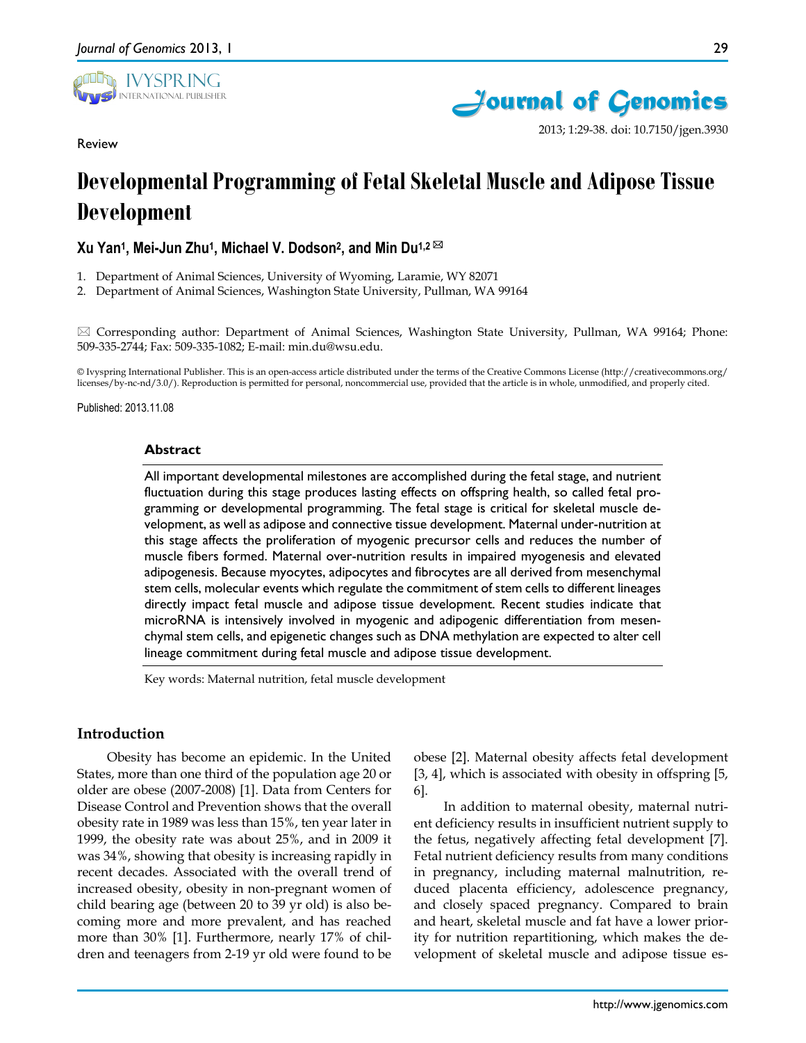Review

2013; 1:29-38. doi: 10.7150/jgen.3930

# Developmental Programming of Fetal Skeletal Muscle and Adipose Tissue Development

**Xu Yan[1], Mei-Jun Zhu[1], Michael V. Dodson[2], and Min Du[1,2] ✉**

1. Department of Animal Sciences, University of Wyoming, Laramie, WY 82071
2. Department of Animal Sciences, Washington State University, Pullman, WA 99164

✉ Corresponding author: Department of Animal Sciences, Washington State University, Pullman, WA 99164; Phone: 509-335-2744; Fax: 509-335-1082; E-mail: min.du@wsu.edu.

© Ivyspring International Publisher. This is an open-access article distributed under the terms of the Creative Commons License (http://creativecommons.org/licenses/by-nc-nd/3.0/). Reproduction is permitted for personal, noncommercial use, provided that the article is in whole, unmodified, and properly cited.

Published: 2013.11.08

## Abstract

All important developmental milestones are accomplished during the fetal stage, and nutrient fluctuation during this stage produces lasting effects on offspring health, so called fetal programming or developmental programming. The fetal stage is critical for skeletal muscle development, as well as adipose and connective tissue development. Maternal under-nutrition at this stage affects the proliferation of myogenic precursor cells and reduces the number of muscle fibers formed. Maternal over-nutrition results in impaired myogenesis and elevated adipogenesis. Because myocytes, adipocytes and fibrocytes are all derived from mesenchymal stem cells, molecular events which regulate the commitment of stem cells to different lineages directly impact fetal muscle and adipose tissue development. Recent studies indicate that microRNA is intensively involved in myogenic and adipogenic differentiation from mesenchymal stem cells, and epigenetic changes such as DNA methylation are expected to alter cell lineage commitment during fetal muscle and adipose tissue development.

Key words: Maternal nutrition, fetal muscle development

## Introduction

Obesity has become an epidemic. In the United States, more than one third of the population age 20 or older are obese (2007-2008) [1]. Data from Centers for Disease Control and Prevention shows that the overall obesity rate in 1989 was less than 15%, ten year later in 1999, the obesity rate was about 25%, and in 2009 it was 34%, showing that obesity is increasing rapidly in recent decades. Associated with the overall trend of increased obesity, obesity in non-pregnant women of child bearing age (between 20 to 39 yr old) is also becoming more and more prevalent, and has reached more than 30% [1]. Furthermore, nearly 17% of children and teenagers from 2-19 yr old were found to be obese [2]. Maternal obesity affects fetal development [3, 4], which is associated with obesity in offspring [5, 6].

In addition to maternal obesity, maternal nutrient deficiency results in insufficient nutrient supply to the fetus, negatively affecting fetal development [7]. Fetal nutrient deficiency results from many conditions in pregnancy, including maternal malnutrition, reduced placenta efficiency, adolescence pregnancy, and closely spaced pregnancy. Compared to brain and heart, skeletal muscle and fat have a lower priority for nutrition repartitioning, which makes the development of skeletal muscle and adipose tissue es-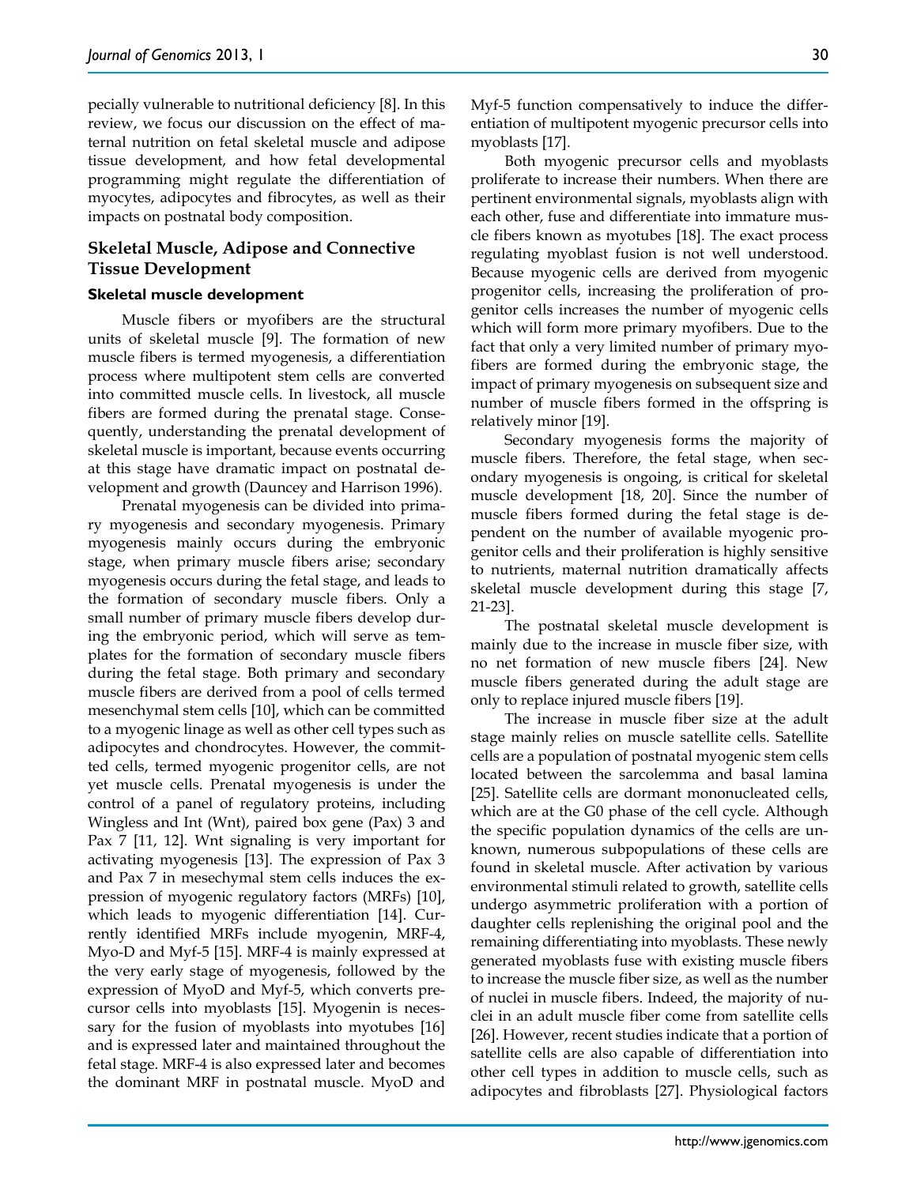pecially vulnerable to nutritional deficiency [8]. In this review, we focus our discussion on the effect of maternal nutrition on fetal skeletal muscle and adipose tissue development, and how fetal developmental programming might regulate the differentiation of myocytes, adipocytes and fibrocytes, as well as their impacts on postnatal body composition.

## Skeletal Muscle, Adipose and Connective Tissue Development

### Skeletal muscle development

Muscle fibers or myofibers are the structural units of skeletal muscle [9]. The formation of new muscle fibers is termed myogenesis, a differentiation process where multipotent stem cells are converted into committed muscle cells. In livestock, all muscle fibers are formed during the prenatal stage. Consequently, understanding the prenatal development of skeletal muscle is important, because events occurring at this stage have dramatic impact on postnatal development and growth (Dauncey and Harrison 1996).

Prenatal myogenesis can be divided into primary myogenesis and secondary myogenesis. Primary myogenesis mainly occurs during the embryonic stage, when primary muscle fibers arise; secondary myogenesis occurs during the fetal stage, and leads to the formation of secondary muscle fibers. Only a small number of primary muscle fibers develop during the embryonic period, which will serve as templates for the formation of secondary muscle fibers during the fetal stage. Both primary and secondary muscle fibers are derived from a pool of cells termed mesenchymal stem cells [10], which can be committed to a myogenic linage as well as other cell types such as adipocytes and chondrocytes. However, the committed cells, termed myogenic progenitor cells, are not yet muscle cells. Prenatal myogenesis is under the control of a panel of regulatory proteins, including Wingless and Int (Wnt), paired box gene (Pax) 3 and Pax 7 [11, 12]. Wnt signaling is very important for activating myogenesis [13]. The expression of Pax 3 and Pax 7 in mesechymal stem cells induces the expression of myogenic regulatory factors (MRFs) [10], which leads to myogenic differentiation [14]. Currently identified MRFs include myogenin, MRF-4, Myo-D and Myf-5 [15]. MRF-4 is mainly expressed at the very early stage of myogenesis, followed by the expression of MyoD and Myf-5, which converts precursor cells into myoblasts [15]. Myogenin is necessary for the fusion of myoblasts into myotubes [16] and is expressed later and maintained throughout the fetal stage. MRF-4 is also expressed later and becomes the dominant MRF in postnatal muscle. MyoD and Myf-5 function compensatively to induce the differentiation of multipotent myogenic precursor cells into myoblasts [17].

Both myogenic precursor cells and myoblasts proliferate to increase their numbers. When there are pertinent environmental signals, myoblasts align with each other, fuse and differentiate into immature muscle fibers known as myotubes [18]. The exact process regulating myoblast fusion is not well understood. Because myogenic cells are derived from myogenic progenitor cells, increasing the proliferation of progenitor cells increases the number of myogenic cells which will form more primary myofibers. Due to the fact that only a very limited number of primary myofibers are formed during the embryonic stage, the impact of primary myogenesis on subsequent size and number of muscle fibers formed in the offspring is relatively minor [19].

Secondary myogenesis forms the majority of muscle fibers. Therefore, the fetal stage, when secondary myogenesis is ongoing, is critical for skeletal muscle development [18, 20]. Since the number of muscle fibers formed during the fetal stage is dependent on the number of available myogenic progenitor cells and their proliferation is highly sensitive to nutrients, maternal nutrition dramatically affects skeletal muscle development during this stage [7, 21-23].

The postnatal skeletal muscle development is mainly due to the increase in muscle fiber size, with no net formation of new muscle fibers [24]. New muscle fibers generated during the adult stage are only to replace injured muscle fibers [19].

The increase in muscle fiber size at the adult stage mainly relies on muscle satellite cells. Satellite cells are a population of postnatal myogenic stem cells located between the sarcolemma and basal lamina [25]. Satellite cells are dormant mononucleated cells, which are at the G0 phase of the cell cycle. Although the specific population dynamics of the cells are unknown, numerous subpopulations of these cells are found in skeletal muscle. After activation by various environmental stimuli related to growth, satellite cells undergo asymmetric proliferation with a portion of daughter cells replenishing the original pool and the remaining differentiating into myoblasts. These newly generated myoblasts fuse with existing muscle fibers to increase the muscle fiber size, as well as the number of nuclei in muscle fibers. Indeed, the majority of nuclei in an adult muscle fiber come from satellite cells [26]. However, recent studies indicate that a portion of satellite cells are also capable of differentiation into other cell types in addition to muscle cells, such as adipocytes and fibroblasts [27]. Physiological factors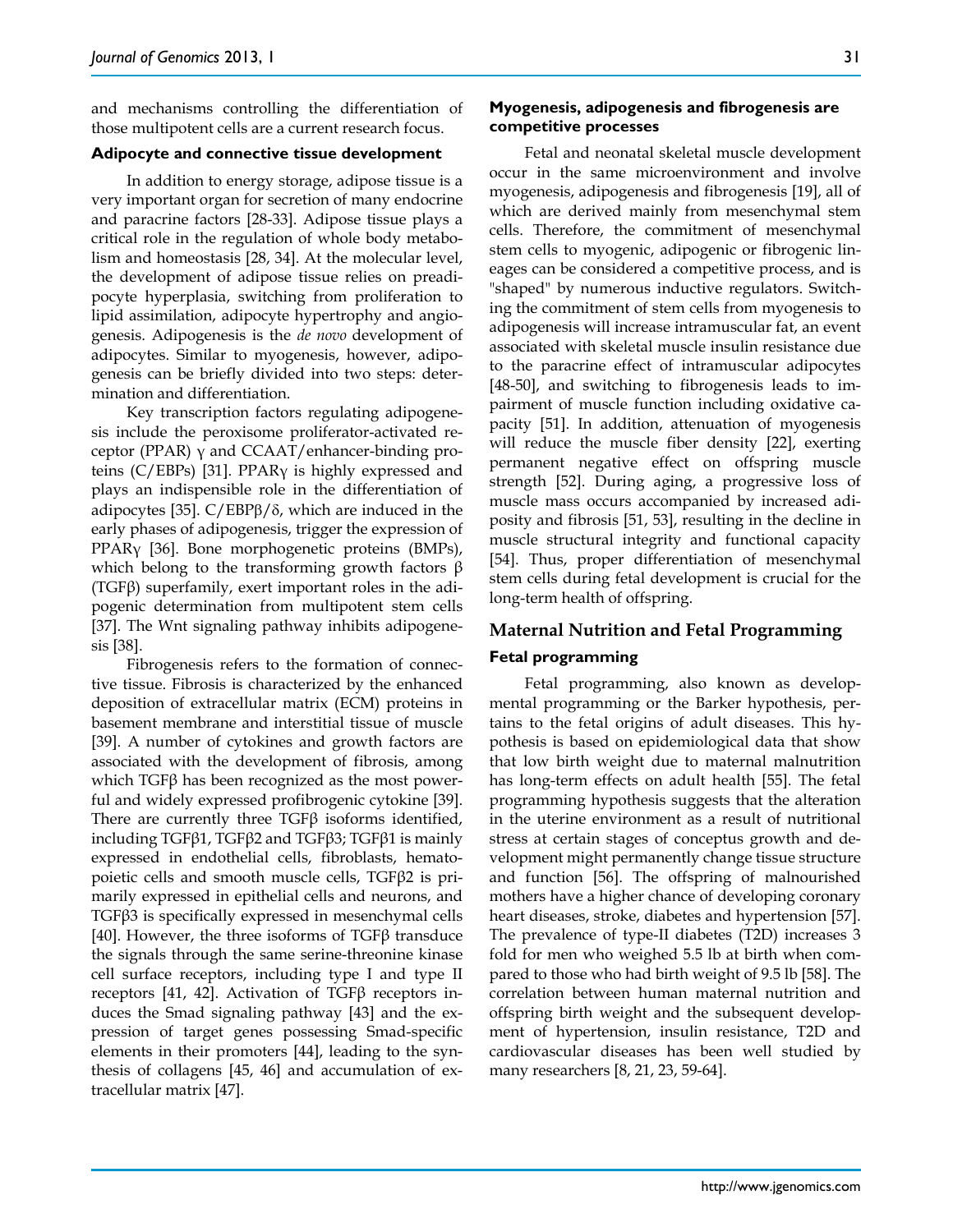and mechanisms controlling the differentiation of those multipotent cells are a current research focus.

### Adipocyte and connective tissue development

In addition to energy storage, adipose tissue is a very important organ for secretion of many endocrine and paracrine factors [28-33]. Adipose tissue plays a critical role in the regulation of whole body metabolism and homeostasis [28, 34]. At the molecular level, the development of adipose tissue relies on preadipocyte hyperplasia, switching from proliferation to lipid assimilation, adipocyte hypertrophy and angiogenesis. Adipogenesis is the *de novo* development of adipocytes. Similar to myogenesis, however, adipogenesis can be briefly divided into two steps: determination and differentiation.

Key transcription factors regulating adipogenesis include the peroxisome proliferator-activated receptor (PPAR) γ and CCAAT/enhancer-binding proteins (C/EBPs) [31]. PPARγ is highly expressed and plays an indispensible role in the differentiation of adipocytes [35]. C/EBPβ/δ, which are induced in the early phases of adipogenesis, trigger the expression of PPARγ [36]. Bone morphogenetic proteins (BMPs), which belong to the transforming growth factors β (TGFβ) superfamily, exert important roles in the adipogenic determination from multipotent stem cells [37]. The Wnt signaling pathway inhibits adipogenesis [38].

Fibrogenesis refers to the formation of connective tissue. Fibrosis is characterized by the enhanced deposition of extracellular matrix (ECM) proteins in basement membrane and interstitial tissue of muscle [39]. A number of cytokines and growth factors are associated with the development of fibrosis, among which TGFβ has been recognized as the most powerful and widely expressed profibrogenic cytokine [39]. There are currently three TGFβ isoforms identified, including TGFβ1, TGFβ2 and TGFβ3; TGFβ1 is mainly expressed in endothelial cells, fibroblasts, hematopoietic cells and smooth muscle cells, TGFβ2 is primarily expressed in epithelial cells and neurons, and TGFβ3 is specifically expressed in mesenchymal cells [40]. However, the three isoforms of TGFβ transduce the signals through the same serine-threonine kinase cell surface receptors, including type I and type II receptors [41, 42]. Activation of TGFβ receptors induces the Smad signaling pathway [43] and the expression of target genes possessing Smad-specific elements in their promoters [44], leading to the synthesis of collagens [45, 46] and accumulation of extracellular matrix [47].

### Myogenesis, adipogenesis and fibrogenesis are competitive processes

Fetal and neonatal skeletal muscle development occur in the same microenvironment and involve myogenesis, adipogenesis and fibrogenesis [19], all of which are derived mainly from mesenchymal stem cells. Therefore, the commitment of mesenchymal stem cells to myogenic, adipogenic or fibrogenic lineages can be considered a competitive process, and is "shaped" by numerous inductive regulators. Switching the commitment of stem cells from myogenesis to adipogenesis will increase intramuscular fat, an event associated with skeletal muscle insulin resistance due to the paracrine effect of intramuscular adipocytes [48-50], and switching to fibrogenesis leads to impairment of muscle function including oxidative capacity [51]. In addition, attenuation of myogenesis will reduce the muscle fiber density [22], exerting permanent negative effect on offspring muscle strength [52]. During aging, a progressive loss of muscle mass occurs accompanied by increased adiposity and fibrosis [51, 53], resulting in the decline in muscle structural integrity and functional capacity [54]. Thus, proper differentiation of mesenchymal stem cells during fetal development is crucial for the long-term health of offspring.

## Maternal Nutrition and Fetal Programming

### Fetal programming

Fetal programming, also known as developmental programming or the Barker hypothesis, pertains to the fetal origins of adult diseases. This hypothesis is based on epidemiological data that show that low birth weight due to maternal malnutrition has long-term effects on adult health [55]. The fetal programming hypothesis suggests that the alteration in the uterine environment as a result of nutritional stress at certain stages of conceptus growth and development might permanently change tissue structure and function [56]. The offspring of malnourished mothers have a higher chance of developing coronary heart diseases, stroke, diabetes and hypertension [57]. The prevalence of type-II diabetes (T2D) increases 3 fold for men who weighed 5.5 lb at birth when compared to those who had birth weight of 9.5 lb [58]. The correlation between human maternal nutrition and offspring birth weight and the subsequent development of hypertension, insulin resistance, T2D and cardiovascular diseases has been well studied by many researchers [8, 21, 23, 59-64].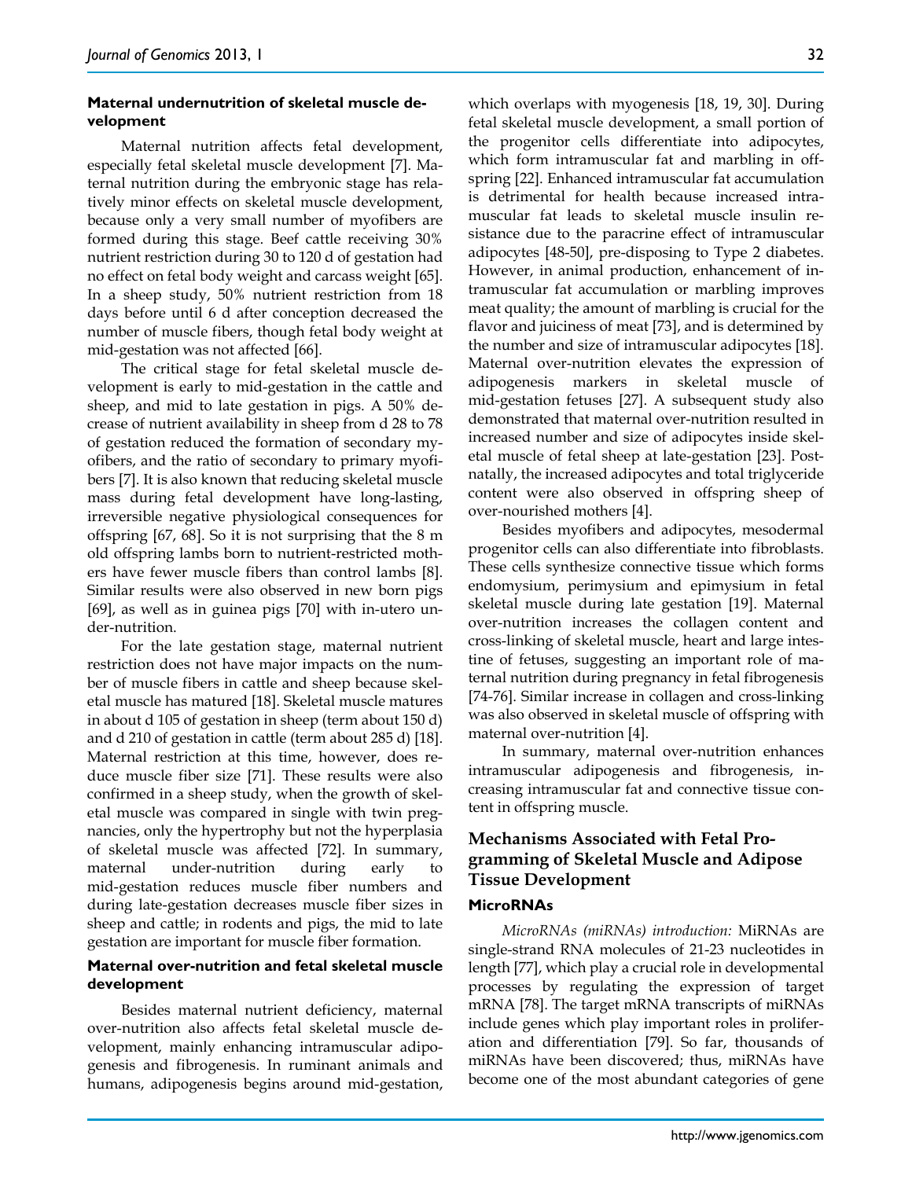### Maternal undernutrition of skeletal muscle development

Maternal nutrition affects fetal development, especially fetal skeletal muscle development [7]. Maternal nutrition during the embryonic stage has relatively minor effects on skeletal muscle development, because only a very small number of myofibers are formed during this stage. Beef cattle receiving 30% nutrient restriction during 30 to 120 d of gestation had no effect on fetal body weight and carcass weight [65]. In a sheep study, 50% nutrient restriction from 18 days before until 6 d after conception decreased the number of muscle fibers, though fetal body weight at mid-gestation was not affected [66].

The critical stage for fetal skeletal muscle development is early to mid-gestation in the cattle and sheep, and mid to late gestation in pigs. A 50% decrease of nutrient availability in sheep from d 28 to 78 of gestation reduced the formation of secondary myofibers, and the ratio of secondary to primary myofibers [7]. It is also known that reducing skeletal muscle mass during fetal development have long-lasting, irreversible negative physiological consequences for offspring [67, 68]. So it is not surprising that the 8 m old offspring lambs born to nutrient-restricted mothers have fewer muscle fibers than control lambs [8]. Similar results were also observed in new born pigs [69], as well as in guinea pigs [70] with in-utero under-nutrition.

For the late gestation stage, maternal nutrient restriction does not have major impacts on the number of muscle fibers in cattle and sheep because skeletal muscle has matured [18]. Skeletal muscle matures in about d 105 of gestation in sheep (term about 150 d) and d 210 of gestation in cattle (term about 285 d) [18]. Maternal restriction at this time, however, does reduce muscle fiber size [71]. These results were also confirmed in a sheep study, when the growth of skeletal muscle was compared in single with twin pregnancies, only the hypertrophy but not the hyperplasia of skeletal muscle was affected [72]. In summary, maternal under-nutrition during early to mid-gestation reduces muscle fiber numbers and during late-gestation decreases muscle fiber sizes in sheep and cattle; in rodents and pigs, the mid to late gestation are important for muscle fiber formation.

### Maternal over-nutrition and fetal skeletal muscle development

Besides maternal nutrient deficiency, maternal over-nutrition also affects fetal skeletal muscle development, mainly enhancing intramuscular adipogenesis and fibrogenesis. In ruminant animals and humans, adipogenesis begins around mid-gestation, which overlaps with myogenesis [18, 19, 30]. During fetal skeletal muscle development, a small portion of the progenitor cells differentiate into adipocytes, which form intramuscular fat and marbling in offspring [22]. Enhanced intramuscular fat accumulation is detrimental for health because increased intramuscular fat leads to skeletal muscle insulin resistance due to the paracrine effect of intramuscular adipocytes [48-50], pre-disposing to Type 2 diabetes. However, in animal production, enhancement of intramuscular fat accumulation or marbling improves meat quality; the amount of marbling is crucial for the flavor and juiciness of meat [73], and is determined by the number and size of intramuscular adipocytes [18]. Maternal over-nutrition elevates the expression of adipogenesis markers in skeletal muscle of mid-gestation fetuses [27]. A subsequent study also demonstrated that maternal over-nutrition resulted in increased number and size of adipocytes inside skeletal muscle of fetal sheep at late-gestation [23]. Postnatally, the increased adipocytes and total triglyceride content were also observed in offspring sheep of over-nourished mothers [4].

Besides myofibers and adipocytes, mesodermal progenitor cells can also differentiate into fibroblasts. These cells synthesize connective tissue which forms endomysium, perimysium and epimysium in fetal skeletal muscle during late gestation [19]. Maternal over-nutrition increases the collagen content and cross-linking of skeletal muscle, heart and large intestine of fetuses, suggesting an important role of maternal nutrition during pregnancy in fetal fibrogenesis [74-76]. Similar increase in collagen and cross-linking was also observed in skeletal muscle of offspring with maternal over-nutrition [4].

In summary, maternal over-nutrition enhances intramuscular adipogenesis and fibrogenesis, increasing intramuscular fat and connective tissue content in offspring muscle.

## Mechanisms Associated with Fetal Programming of Skeletal Muscle and Adipose Tissue Development

### MicroRNAs

*MicroRNAs (miRNAs) introduction:* MiRNAs are single-strand RNA molecules of 21-23 nucleotides in length [77], which play a crucial role in developmental processes by regulating the expression of target mRNA [78]. The target mRNA transcripts of miRNAs include genes which play important roles in proliferation and differentiation [79]. So far, thousands of miRNAs have been discovered; thus, miRNAs have become one of the most abundant categories of gene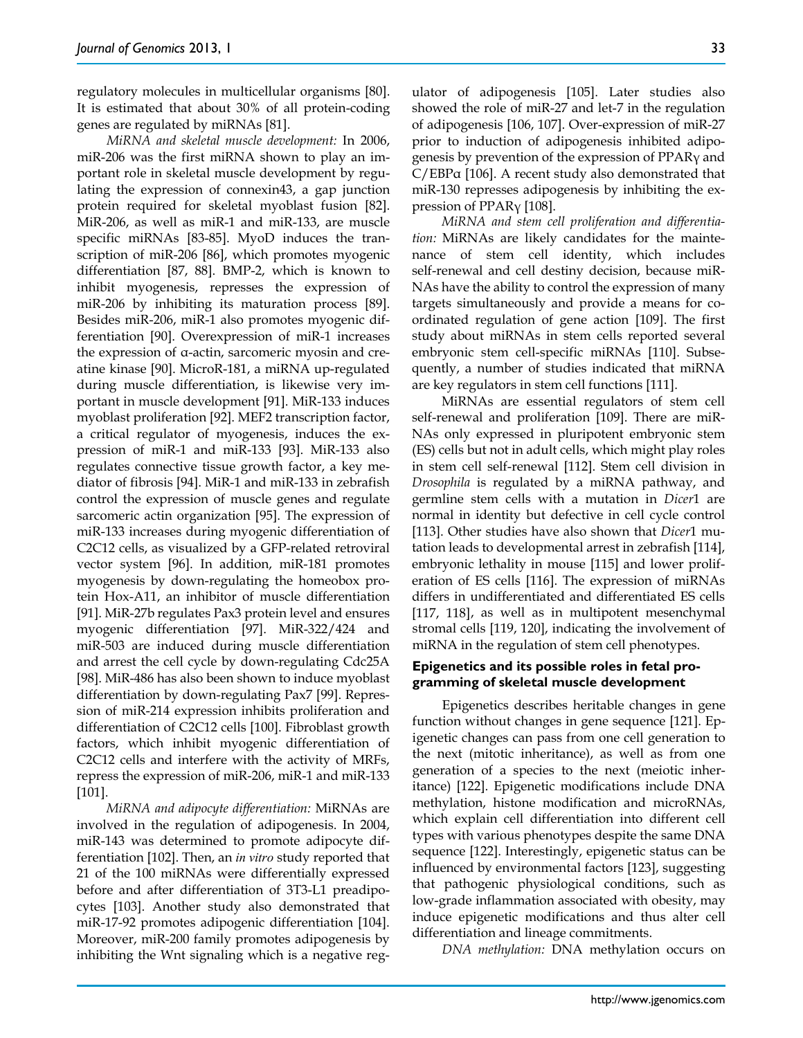regulatory molecules in multicellular organisms [80]. It is estimated that about 30% of all protein-coding genes are regulated by miRNAs [81].

*MiRNA and skeletal muscle development:* In 2006, miR-206 was the first miRNA shown to play an important role in skeletal muscle development by regulating the expression of connexin43, a gap junction protein required for skeletal myoblast fusion [82]. MiR-206, as well as miR-1 and miR-133, are muscle specific miRNAs [83-85]. MyoD induces the transcription of miR-206 [86], which promotes myogenic differentiation [87, 88]. BMP-2, which is known to inhibit myogenesis, represses the expression of miR-206 by inhibiting its maturation process [89]. Besides miR-206, miR-1 also promotes myogenic differentiation [90]. Overexpression of miR-1 increases the expression of α-actin, sarcomeric myosin and creatine kinase [90]. MicroR-181, a miRNA up-regulated during muscle differentiation, is likewise very important in muscle development [91]. MiR-133 induces myoblast proliferation [92]. MEF2 transcription factor, a critical regulator of myogenesis, induces the expression of miR-1 and miR-133 [93]. MiR-133 also regulates connective tissue growth factor, a key mediator of fibrosis [94]. MiR-1 and miR-133 in zebrafish control the expression of muscle genes and regulate sarcomeric actin organization [95]. The expression of miR-133 increases during myogenic differentiation of C2C12 cells, as visualized by a GFP-related retroviral vector system [96]. In addition, miR-181 promotes myogenesis by down-regulating the homeobox protein Hox-A11, an inhibitor of muscle differentiation [91]. MiR-27b regulates Pax3 protein level and ensures myogenic differentiation [97]. MiR-322/424 and miR-503 are induced during muscle differentiation and arrest the cell cycle by down-regulating Cdc25A [98]. MiR-486 has also been shown to induce myoblast differentiation by down-regulating Pax7 [99]. Repression of miR-214 expression inhibits proliferation and differentiation of C2C12 cells [100]. Fibroblast growth factors, which inhibit myogenic differentiation of C2C12 cells and interfere with the activity of MRFs, repress the expression of miR-206, miR-1 and miR-133 [101].

*MiRNA and adipocyte differentiation:* MiRNAs are involved in the regulation of adipogenesis. In 2004, miR-143 was determined to promote adipocyte differentiation [102]. Then, an *in vitro* study reported that 21 of the 100 miRNAs were differentially expressed before and after differentiation of 3T3-L1 preadipocytes [103]. Another study also demonstrated that miR-17-92 promotes adipogenic differentiation [104]. Moreover, miR-200 family promotes adipogenesis by inhibiting the Wnt signaling which is a negative regulator of adipogenesis [105]. Later studies also showed the role of miR-27 and let-7 in the regulation of adipogenesis [106, 107]. Over-expression of miR-27 prior to induction of adipogenesis inhibited adipogenesis by prevention of the expression of PPARγ and C/EBPα [106]. A recent study also demonstrated that miR-130 represses adipogenesis by inhibiting the expression of PPARγ [108].

*MiRNA and stem cell proliferation and differentiation:* MiRNAs are likely candidates for the maintenance of stem cell identity, which includes self-renewal and cell destiny decision, because miRNAs have the ability to control the expression of many targets simultaneously and provide a means for coordinated regulation of gene action [109]. The first study about miRNAs in stem cells reported several embryonic stem cell-specific miRNAs [110]. Subsequently, a number of studies indicated that miRNA are key regulators in stem cell functions [111].

MiRNAs are essential regulators of stem cell self-renewal and proliferation [109]. There are miRNAs only expressed in pluripotent embryonic stem (ES) cells but not in adult cells, which might play roles in stem cell self-renewal [112]. Stem cell division in *Drosophila* is regulated by a miRNA pathway, and germline stem cells with a mutation in *Dicer*1 are normal in identity but defective in cell cycle control [113]. Other studies have also shown that *Dicer*1 mutation leads to developmental arrest in zebrafish [114], embryonic lethality in mouse [115] and lower proliferation of ES cells [116]. The expression of miRNAs differs in undifferentiated and differentiated ES cells [117, 118], as well as in multipotent mesenchymal stromal cells [119, 120], indicating the involvement of miRNA in the regulation of stem cell phenotypes.

## Epigenetics and its possible roles in fetal programming of skeletal muscle development

Epigenetics describes heritable changes in gene function without changes in gene sequence [121]. Epigenetic changes can pass from one cell generation to the next (mitotic inheritance), as well as from one generation of a species to the next (meiotic inheritance) [122]. Epigenetic modifications include DNA methylation, histone modification and microRNAs, which explain cell differentiation into different cell types with various phenotypes despite the same DNA sequence [122]. Interestingly, epigenetic status can be influenced by environmental factors [123], suggesting that pathogenic physiological conditions, such as low-grade inflammation associated with obesity, may induce epigenetic modifications and thus alter cell differentiation and lineage commitments.

*DNA methylation:* DNA methylation occurs on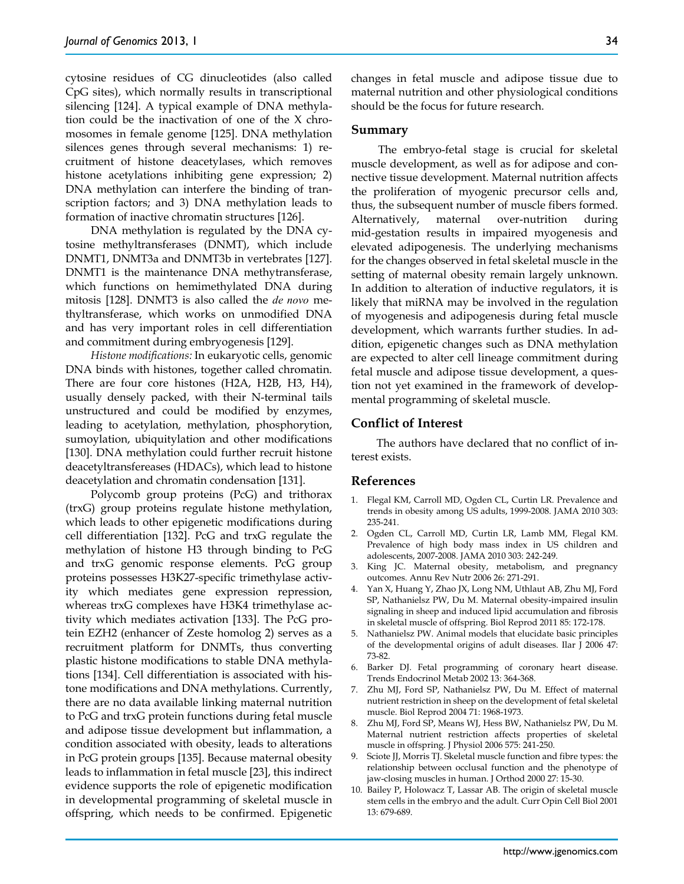cytosine residues of CG dinucleotides (also called CpG sites), which normally results in transcriptional silencing [124]. A typical example of DNA methylation could be the inactivation of one of the X chromosomes in female genome [125]. DNA methylation silences genes through several mechanisms: 1) recruitment of histone deacetylases, which removes histone acetylations inhibiting gene expression; 2) DNA methylation can interfere the binding of transcription factors; and 3) DNA methylation leads to formation of inactive chromatin structures [126].

DNA methylation is regulated by the DNA cytosine methyltransferases (DNMT), which include DNMT1, DNMT3a and DNMT3b in vertebrates [127]. DNMT1 is the maintenance DNA methytransferase, which functions on hemimethylated DNA during mitosis [128]. DNMT3 is also called the *de novo* methyltransferase, which works on unmodified DNA and has very important roles in cell differentiation and commitment during embryogenesis [129].

*Histone modifications:* In eukaryotic cells, genomic DNA binds with histones, together called chromatin. There are four core histones (H2A, H2B, H3, H4), usually densely packed, with their N-terminal tails unstructured and could be modified by enzymes, leading to acetylation, methylation, phosphorytion, sumoylation, ubiquitylation and other modifications [130]. DNA methylation could further recruit histone deacetyltransfereases (HDACs), which lead to histone deacetylation and chromatin condensation [131].

Polycomb group proteins (PcG) and trithorax (trxG) group proteins regulate histone methylation, which leads to other epigenetic modifications during cell differentiation [132]. PcG and trxG regulate the methylation of histone H3 through binding to PcG and trxG genomic response elements. PcG group proteins possesses H3K27-specific trimethylase activity which mediates gene expression repression, whereas trxG complexes have H3K4 trimethylase activity which mediates activation [133]. The PcG protein EZH2 (enhancer of Zeste homolog 2) serves as a recruitment platform for DNMTs, thus converting plastic histone modifications to stable DNA methylations [134]. Cell differentiation is associated with histone modifications and DNA methylations. Currently, there are no data available linking maternal nutrition to PcG and trxG protein functions during fetal muscle and adipose tissue development but inflammation, a condition associated with obesity, leads to alterations in PcG protein groups [135]. Because maternal obesity leads to inflammation in fetal muscle [23], this indirect evidence supports the role of epigenetic modification in developmental programming of skeletal muscle in offspring, which needs to be confirmed. Epigenetic changes in fetal muscle and adipose tissue due to maternal nutrition and other physiological conditions should be the focus for future research.

## Summary

The embryo-fetal stage is crucial for skeletal muscle development, as well as for adipose and connective tissue development. Maternal nutrition affects the proliferation of myogenic precursor cells and, thus, the subsequent number of muscle fibers formed. Alternatively, maternal over-nutrition during mid-gestation results in impaired myogenesis and elevated adipogenesis. The underlying mechanisms for the changes observed in fetal skeletal muscle in the setting of maternal obesity remain largely unknown. In addition to alteration of inductive regulators, it is likely that miRNA may be involved in the regulation of myogenesis and adipogenesis during fetal muscle development, which warrants further studies. In addition, epigenetic changes such as DNA methylation are expected to alter cell lineage commitment during fetal muscle and adipose tissue development, a question not yet examined in the framework of developmental programming of skeletal muscle.

## Conflict of Interest

The authors have declared that no conflict of interest exists.

## References

1. Flegal KM, Carroll MD, Ogden CL, Curtin LR. Prevalence and trends in obesity among US adults, 1999-2008. JAMA 2010 303: 235-241.
2. Ogden CL, Carroll MD, Curtin LR, Lamb MM, Flegal KM. Prevalence of high body mass index in US children and adolescents, 2007-2008. JAMA 2010 303: 242-249.
3. King JC. Maternal obesity, metabolism, and pregnancy outcomes. Annu Rev Nutr 2006 26: 271-291.
4. Yan X, Huang Y, Zhao JX, Long NM, Uthlaut AB, Zhu MJ, Ford SP, Nathanielsz PW, Du M. Maternal obesity-impaired insulin signaling in sheep and induced lipid accumulation and fibrosis in skeletal muscle of offspring. Biol Reprod 2011 85: 172-178.
5. Nathanielsz PW. Animal models that elucidate basic principles of the developmental origins of adult diseases. Ilar J 2006 47: 73-82.
6. Barker DJ. Fetal programming of coronary heart disease. Trends Endocrinol Metab 2002 13: 364-368.
7. Zhu MJ, Ford SP, Nathanielsz PW, Du M. Effect of maternal nutrient restriction in sheep on the development of fetal skeletal muscle. Biol Reprod 2004 71: 1968-1973.
8. Zhu MJ, Ford SP, Means WJ, Hess BW, Nathanielsz PW, Du M. Maternal nutrient restriction affects properties of skeletal muscle in offspring. J Physiol 2006 575: 241-250.
9. Sciote JJ, Morris TJ. Skeletal muscle function and fibre types: the relationship between occlusal function and the phenotype of jaw-closing muscles in human. J Orthod 2000 27: 15-30.
10. Bailey P, Holowacz T, Lassar AB. The origin of skeletal muscle stem cells in the embryo and the adult. Curr Opin Cell Biol 2001 13: 679-689.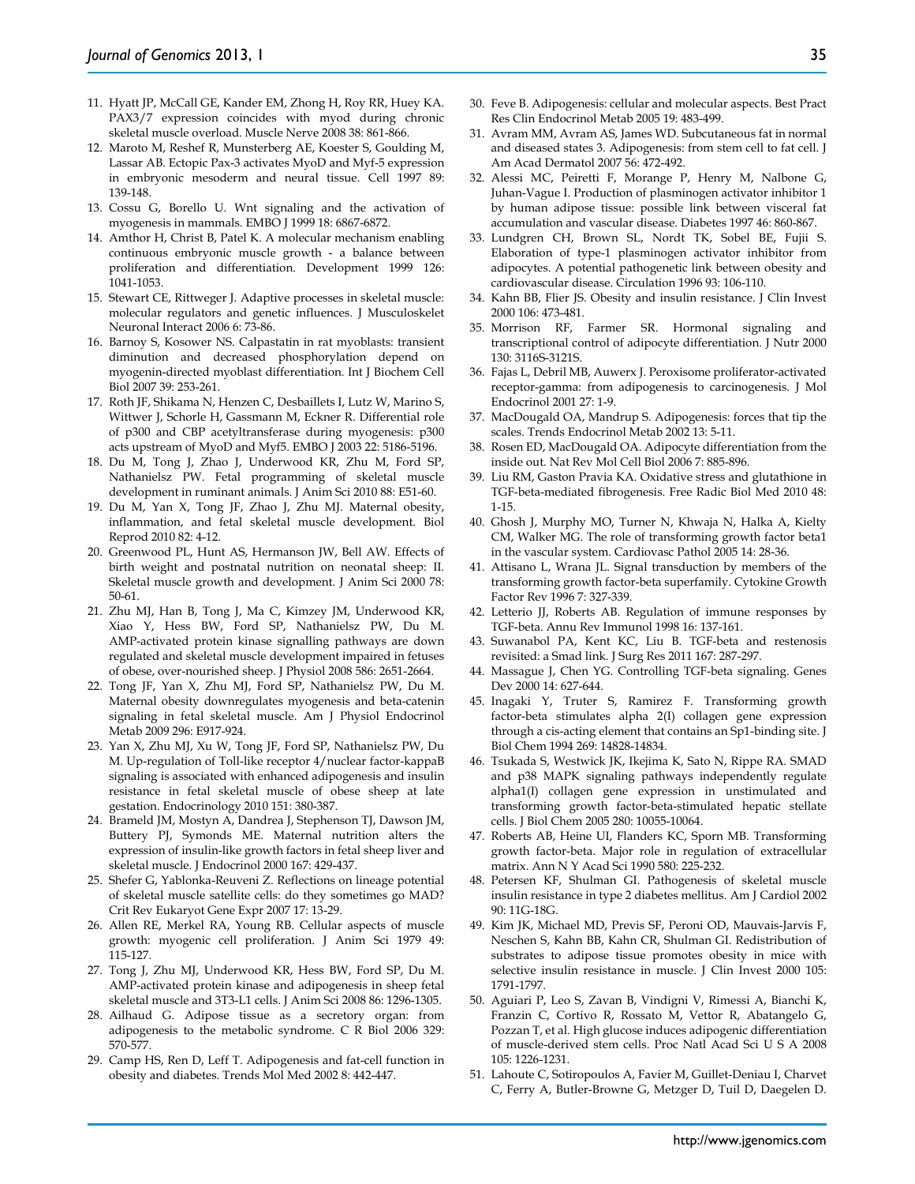11. Hyatt JP, McCall GE, Kander EM, Zhong H, Roy RR, Huey KA. PAX3/7 expression coincides with myod during chronic skeletal muscle overload. Muscle Nerve 2008 38: 861-866.
12. Maroto M, Reshef R, Munsterberg AE, Koester S, Goulding M, Lassar AB. Ectopic Pax-3 activates MyoD and Myf-5 expression in embryonic mesoderm and neural tissue. Cell 1997 89: 139-148.
13. Cossu G, Borello U. Wnt signaling and the activation of myogenesis in mammals. EMBO J 1999 18: 6867-6872.
14. Amthor H, Christ B, Patel K. A molecular mechanism enabling continuous embryonic muscle growth - a balance between proliferation and differentiation. Development 1999 126: 1041-1053.
15. Stewart CE, Rittweger J. Adaptive processes in skeletal muscle: molecular regulators and genetic influences. J Musculoskelet Neuronal Interact 2006 6: 73-86.
16. Barnoy S, Kosower NS. Calpastatin in rat myoblasts: transient diminution and decreased phosphorylation depend on myogenin-directed myoblast differentiation. Int J Biochem Cell Biol 2007 39: 253-261.
17. Roth JF, Shikama N, Henzen C, Desbaillets I, Lutz W, Marino S, Wittwer J, Schorle H, Gassmann M, Eckner R. Differential role of p300 and CBP acetyltransferase during myogenesis: p300 acts upstream of MyoD and Myf5. EMBO J 2003 22: 5186-5196.
18. Du M, Tong J, Zhao J, Underwood KR, Zhu M, Ford SP, Nathanielsz PW. Fetal programming of skeletal muscle development in ruminant animals. J Anim Sci 2010 88: E51-60.
19. Du M, Yan X, Tong JF, Zhao J, Zhu MJ. Maternal obesity, inflammation, and fetal skeletal muscle development. Biol Reprod 2010 82: 4-12.
20. Greenwood PL, Hunt AS, Hermanson JW, Bell AW. Effects of birth weight and postnatal nutrition on neonatal sheep: II. Skeletal muscle growth and development. J Anim Sci 2000 78: 50-61.
21. Zhu MJ, Han B, Tong J, Ma C, Kimzey JM, Underwood KR, Xiao Y, Hess BW, Ford SP, Nathanielsz PW, Du M. AMP-activated protein kinase signalling pathways are down regulated and skeletal muscle development impaired in fetuses of obese, over-nourished sheep. J Physiol 2008 586: 2651-2664.
22. Tong JF, Yan X, Zhu MJ, Ford SP, Nathanielsz PW, Du M. Maternal obesity downregulates myogenesis and beta-catenin signaling in fetal skeletal muscle. Am J Physiol Endocrinol Metab 2009 296: E917-924.
23. Yan X, Zhu MJ, Xu W, Tong JF, Ford SP, Nathanielsz PW, Du M. Up-regulation of Toll-like receptor 4/nuclear factor-kappaB signaling is associated with enhanced adipogenesis and insulin resistance in fetal skeletal muscle of obese sheep at late gestation. Endocrinology 2010 151: 380-387.
24. Brameld JM, Mostyn A, Dandrea J, Stephenson TJ, Dawson JM, Buttery PJ, Symonds ME. Maternal nutrition alters the expression of insulin-like growth factors in fetal sheep liver and skeletal muscle. J Endocrinol 2000 167: 429-437.
25. Shefer G, Yablonka-Reuveni Z. Reflections on lineage potential of skeletal muscle satellite cells: do they sometimes go MAD? Crit Rev Eukaryot Gene Expr 2007 17: 13-29.
26. Allen RE, Merkel RA, Young RB. Cellular aspects of muscle growth: myogenic cell proliferation. J Anim Sci 1979 49: 115-127.
27. Tong J, Zhu MJ, Underwood KR, Hess BW, Ford SP, Du M. AMP-activated protein kinase and adipogenesis in sheep fetal skeletal muscle and 3T3-L1 cells. J Anim Sci 2008 86: 1296-1305.
28. Ailhaud G. Adipose tissue as a secretory organ: from adipogenesis to the metabolic syndrome. C R Biol 2006 329: 570-577.
29. Camp HS, Ren D, Leff T. Adipogenesis and fat-cell function in obesity and diabetes. Trends Mol Med 2002 8: 442-447.
30. Feve B. Adipogenesis: cellular and molecular aspects. Best Pract Res Clin Endocrinol Metab 2005 19: 483-499.
31. Avram MM, Avram AS, James WD. Subcutaneous fat in normal and diseased states 3. Adipogenesis: from stem cell to fat cell. J Am Acad Dermatol 2007 56: 472-492.
32. Alessi MC, Peiretti F, Morange P, Henry M, Nalbone G, Juhan-Vague I. Production of plasminogen activator inhibitor 1 by human adipose tissue: possible link between visceral fat accumulation and vascular disease. Diabetes 1997 46: 860-867.
33. Lundgren CH, Brown SL, Nordt TK, Sobel BE, Fujii S. Elaboration of type-1 plasminogen activator inhibitor from adipocytes. A potential pathogenetic link between obesity and cardiovascular disease. Circulation 1996 93: 106-110.
34. Kahn BB, Flier JS. Obesity and insulin resistance. J Clin Invest 2000 106: 473-481.
35. Morrison RF, Farmer SR. Hormonal signaling and transcriptional control of adipocyte differentiation. J Nutr 2000 130: 3116S-3121S.
36. Fajas L, Debril MB, Auwerx J. Peroxisome proliferator-activated receptor-gamma: from adipogenesis to carcinogenesis. J Mol Endocrinol 2001 27: 1-9.
37. MacDougald OA, Mandrup S. Adipogenesis: forces that tip the scales. Trends Endocrinol Metab 2002 13: 5-11.
38. Rosen ED, MacDougald OA. Adipocyte differentiation from the inside out. Nat Rev Mol Cell Biol 2006 7: 885-896.
39. Liu RM, Gaston Pravia KA. Oxidative stress and glutathione in TGF-beta-mediated fibrogenesis. Free Radic Biol Med 2010 48: 1-15.
40. Ghosh J, Murphy MO, Turner N, Khwaja N, Halka A, Kielty CM, Walker MG. The role of transforming growth factor beta1 in the vascular system. Cardiovasc Pathol 2005 14: 28-36.
41. Attisano L, Wrana JL. Signal transduction by members of the transforming growth factor-beta superfamily. Cytokine Growth Factor Rev 1996 7: 327-339.
42. Letterio JJ, Roberts AB. Regulation of immune responses by TGF-beta. Annu Rev Immunol 1998 16: 137-161.
43. Suwanabol PA, Kent KC, Liu B. TGF-beta and restenosis revisited: a Smad link. J Surg Res 2011 167: 287-297.
44. Massague J, Chen YG. Controlling TGF-beta signaling. Genes Dev 2000 14: 627-644.
45. Inagaki Y, Truter S, Ramirez F. Transforming growth factor-beta stimulates alpha 2(I) collagen gene expression through a cis-acting element that contains an Sp1-binding site. J Biol Chem 1994 269: 14828-14834.
46. Tsukada S, Westwick JK, Ikejima K, Sato N, Rippe RA. SMAD and p38 MAPK signaling pathways independently regulate alpha1(I) collagen gene expression in unstimulated and transforming growth factor-beta-stimulated hepatic stellate cells. J Biol Chem 2005 280: 10055-10064.
47. Roberts AB, Heine UI, Flanders KC, Sporn MB. Transforming growth factor-beta. Major role in regulation of extracellular matrix. Ann N Y Acad Sci 1990 580: 225-232.
48. Petersen KF, Shulman GI. Pathogenesis of skeletal muscle insulin resistance in type 2 diabetes mellitus. Am J Cardiol 2002 90: 11G-18G.
49. Kim JK, Michael MD, Previs SF, Peroni OD, Mauvais-Jarvis F, Neschen S, Kahn BB, Kahn CR, Shulman GI. Redistribution of substrates to adipose tissue promotes obesity in mice with selective insulin resistance in muscle. J Clin Invest 2000 105: 1791-1797.
50. Aguiari P, Leo S, Zavan B, Vindigni V, Rimessi A, Bianchi K, Franzin C, Cortivo R, Rossato M, Vettor R, Abatangelo G, Pozzan T, et al. High glucose induces adipogenic differentiation of muscle-derived stem cells. Proc Natl Acad Sci U S A 2008 105: 1226-1231.
51. Lahoute C, Sotiropoulos A, Favier M, Guillet-Deniau I, Charvet C, Ferry A, Butler-Browne G, Metzger D, Tuil D, Daegelen D.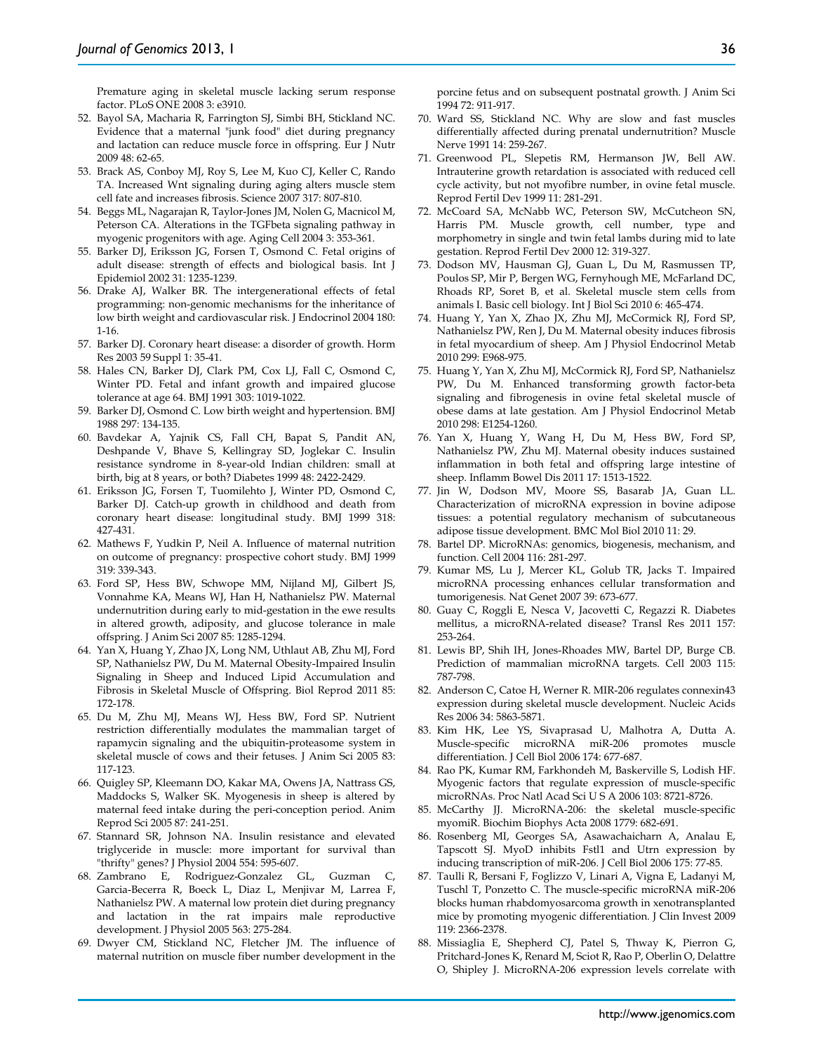Premature aging in skeletal muscle lacking serum response factor. PLoS ONE 2008 3: e3910.

52. Bayol SA, Macharia R, Farrington SJ, Simbi BH, Stickland NC. Evidence that a maternal "junk food" diet during pregnancy and lactation can reduce muscle force in offspring. Eur J Nutr 2009 48: 62-65.
53. Brack AS, Conboy MJ, Roy S, Lee M, Kuo CJ, Keller C, Rando TA. Increased Wnt signaling during aging alters muscle stem cell fate and increases fibrosis. Science 2007 317: 807-810.
54. Beggs ML, Nagarajan R, Taylor-Jones JM, Nolen G, Macnicol M, Peterson CA. Alterations in the TGFbeta signaling pathway in myogenic progenitors with age. Aging Cell 2004 3: 353-361.
55. Barker DJ, Eriksson JG, Forsen T, Osmond C. Fetal origins of adult disease: strength of effects and biological basis. Int J Epidemiol 2002 31: 1235-1239.
56. Drake AJ, Walker BR. The intergenerational effects of fetal programming: non-genomic mechanisms for the inheritance of low birth weight and cardiovascular risk. J Endocrinol 2004 180: 1-16.
57. Barker DJ. Coronary heart disease: a disorder of growth. Horm Res 2003 59 Suppl 1: 35-41.
58. Hales CN, Barker DJ, Clark PM, Cox LJ, Fall C, Osmond C, Winter PD. Fetal and infant growth and impaired glucose tolerance at age 64. BMJ 1991 303: 1019-1022.
59. Barker DJ, Osmond C. Low birth weight and hypertension. BMJ 1988 297: 134-135.
60. Bavdekar A, Yajnik CS, Fall CH, Bapat S, Pandit AN, Deshpande V, Bhave S, Kellingray SD, Joglekar C. Insulin resistance syndrome in 8-year-old Indian children: small at birth, big at 8 years, or both? Diabetes 1999 48: 2422-2429.
61. Eriksson JG, Forsen T, Tuomilehto J, Winter PD, Osmond C, Barker DJ. Catch-up growth in childhood and death from coronary heart disease: longitudinal study. BMJ 1999 318: 427-431.
62. Mathews F, Yudkin P, Neil A. Influence of maternal nutrition on outcome of pregnancy: prospective cohort study. BMJ 1999 319: 339-343.
63. Ford SP, Hess BW, Schwope MM, Nijland MJ, Gilbert JS, Vonnahme KA, Means WJ, Han H, Nathanielsz PW. Maternal undernutrition during early to mid-gestation in the ewe results in altered growth, adiposity, and glucose tolerance in male offspring. J Anim Sci 2007 85: 1285-1294.
64. Yan X, Huang Y, Zhao JX, Long NM, Uthlaut AB, Zhu MJ, Ford SP, Nathanielsz PW, Du M. Maternal Obesity-Impaired Insulin Signaling in Sheep and Induced Lipid Accumulation and Fibrosis in Skeletal Muscle of Offspring. Biol Reprod 2011 85: 172-178.
65. Du M, Zhu MJ, Means WJ, Hess BW, Ford SP. Nutrient restriction differentially modulates the mammalian target of rapamycin signaling and the ubiquitin-proteasome system in skeletal muscle of cows and their fetuses. J Anim Sci 2005 83: 117-123.
66. Quigley SP, Kleemann DO, Kakar MA, Owens JA, Nattrass GS, Maddocks S, Walker SK. Myogenesis in sheep is altered by maternal feed intake during the peri-conception period. Anim Reprod Sci 2005 87: 241-251.
67. Stannard SR, Johnson NA. Insulin resistance and elevated triglyceride in muscle: more important for survival than "thrifty" genes? J Physiol 2004 554: 595-607.
68. Zambrano E, Rodriguez-Gonzalez GL, Guzman C, Garcia-Becerra R, Boeck L, Diaz L, Menjivar M, Larrea F, Nathanielsz PW. A maternal low protein diet during pregnancy and lactation in the rat impairs male reproductive development. J Physiol 2005 563: 275-284.
69. Dwyer CM, Stickland NC, Fletcher JM. The influence of maternal nutrition on muscle fiber number development in the porcine fetus and on subsequent postnatal growth. J Anim Sci 1994 72: 911-917.
70. Ward SS, Stickland NC. Why are slow and fast muscles differentially affected during prenatal undernutrition? Muscle Nerve 1991 14: 259-267.
71. Greenwood PL, Slepetis RM, Hermanson JW, Bell AW. Intrauterine growth retardation is associated with reduced cell cycle activity, but not myofibre number, in ovine fetal muscle. Reprod Fertil Dev 1999 11: 281-291.
72. McCoard SA, McNabb WC, Peterson SW, McCutcheon SN, Harris PM. Muscle growth, cell number, type and morphometry in single and twin fetal lambs during mid to late gestation. Reprod Fertil Dev 2000 12: 319-327.
73. Dodson MV, Hausman GJ, Guan L, Du M, Rasmussen TP, Poulos SP, Mir P, Bergen WG, Fernyhough ME, McFarland DC, Rhoads RP, Soret B, et al. Skeletal muscle stem cells from animals I. Basic cell biology. Int J Biol Sci 2010 6: 465-474.
74. Huang Y, Yan X, Zhao JX, Zhu MJ, McCormick RJ, Ford SP, Nathanielsz PW, Ren J, Du M. Maternal obesity induces fibrosis in fetal myocardium of sheep. Am J Physiol Endocrinol Metab 2010 299: E968-975.
75. Huang Y, Yan X, Zhu MJ, McCormick RJ, Ford SP, Nathanielsz PW, Du M. Enhanced transforming growth factor-beta signaling and fibrogenesis in ovine fetal skeletal muscle of obese dams at late gestation. Am J Physiol Endocrinol Metab 2010 298: E1254-1260.
76. Yan X, Huang Y, Wang H, Du M, Hess BW, Ford SP, Nathanielsz PW, Zhu MJ. Maternal obesity induces sustained inflammation in both fetal and offspring large intestine of sheep. Inflamm Bowel Dis 2011 17: 1513-1522.
77. Jin W, Dodson MV, Moore SS, Basarab JA, Guan LL. Characterization of microRNA expression in bovine adipose tissues: a potential regulatory mechanism of subcutaneous adipose tissue development. BMC Mol Biol 2010 11: 29.
78. Bartel DP. MicroRNAs: genomics, biogenesis, mechanism, and function. Cell 2004 116: 281-297.
79. Kumar MS, Lu J, Mercer KL, Golub TR, Jacks T. Impaired microRNA processing enhances cellular transformation and tumorigenesis. Nat Genet 2007 39: 673-677.
80. Guay C, Roggli E, Nesca V, Jacovetti C, Regazzi R. Diabetes mellitus, a microRNA-related disease? Transl Res 2011 157: 253-264.
81. Lewis BP, Shih IH, Jones-Rhoades MW, Bartel DP, Burge CB. Prediction of mammalian microRNA targets. Cell 2003 115: 787-798.
82. Anderson C, Catoe H, Werner R. MIR-206 regulates connexin43 expression during skeletal muscle development. Nucleic Acids Res 2006 34: 5863-5871.
83. Kim HK, Lee YS, Sivaprasad U, Malhotra A, Dutta A. Muscle-specific microRNA miR-206 promotes muscle differentiation. J Cell Biol 2006 174: 677-687.
84. Rao PK, Kumar RM, Farkhondeh M, Baskerville S, Lodish HF. Myogenic factors that regulate expression of muscle-specific microRNAs. Proc Natl Acad Sci U S A 2006 103: 8721-8726.
85. McCarthy JJ. MicroRNA-206: the skeletal muscle-specific myomiR. Biochim Biophys Acta 2008 1779: 682-691.
86. Rosenberg MI, Georges SA, Asawachaicharn A, Analau E, Tapscott SJ. MyoD inhibits Fstl1 and Utrn expression by inducing transcription of miR-206. J Cell Biol 2006 175: 77-85.
87. Taulli R, Bersani F, Foglizzo V, Linari A, Vigna E, Ladanyi M, Tuschl T, Ponzetto C. The muscle-specific microRNA miR-206 blocks human rhabdomyosarcoma growth in xenotransplanted mice by promoting myogenic differentiation. J Clin Invest 2009 119: 2366-2378.
88. Missiaglia E, Shepherd CJ, Patel S, Thway K, Pierron G, Pritchard-Jones K, Renard M, Sciot R, Rao P, Oberlin O, Delattre O, Shipley J. MicroRNA-206 expression levels correlate with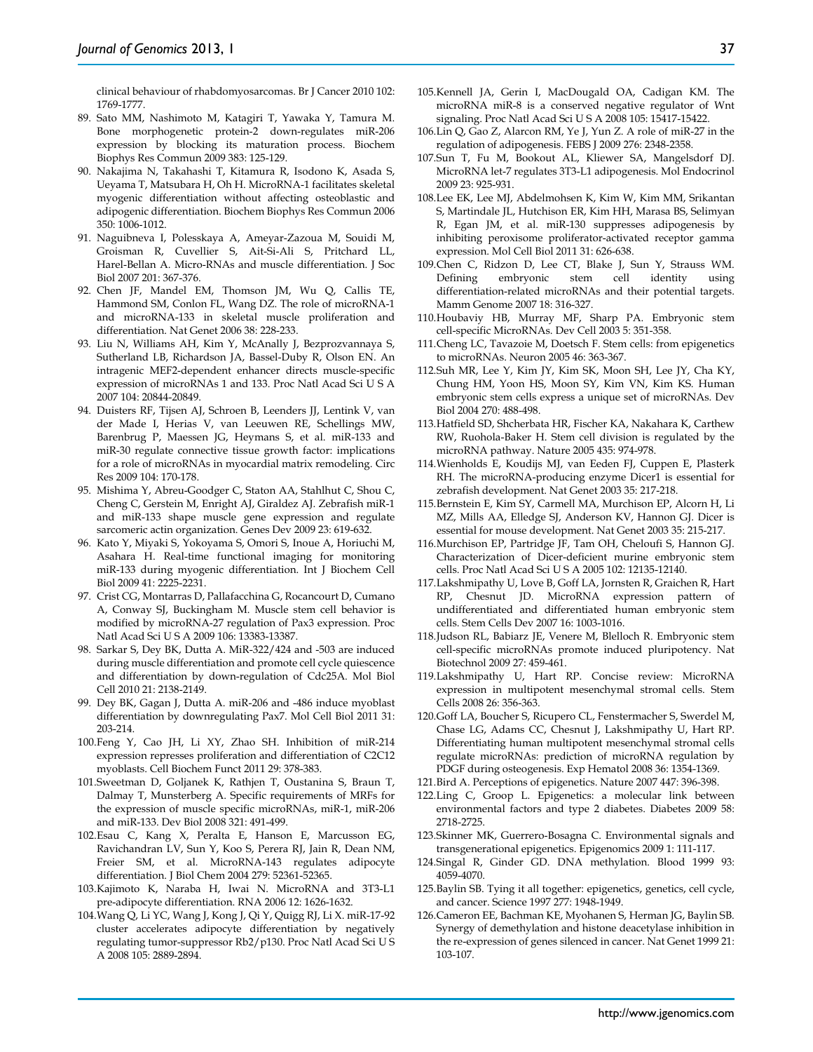clinical behaviour of rhabdomyosarcomas. Br J Cancer 2010 102: 1769-1777.

89. Sato MM, Nashimoto M, Katagiri T, Yawaka Y, Tamura M. Bone morphogenetic protein-2 down-regulates miR-206 expression by blocking its maturation process. Biochem Biophys Res Commun 2009 383: 125-129.
90. Nakajima N, Takahashi T, Kitamura R, Isodono K, Asada S, Ueyama T, Matsubara H, Oh H. MicroRNA-1 facilitates skeletal myogenic differentiation without affecting osteoblastic and adipogenic differentiation. Biochem Biophys Res Commun 2006 350: 1006-1012.
91. Naguibneva I, Polesskaya A, Ameyar-Zazoua M, Souidi M, Groisman R, Cuvellier S, Ait-Si-Ali S, Pritchard LL, Harel-Bellan A. Micro-RNAs and muscle differentiation. J Soc Biol 2007 201: 367-376.
92. Chen JF, Mandel EM, Thomson JM, Wu Q, Callis TE, Hammond SM, Conlon FL, Wang DZ. The role of microRNA-1 and microRNA-133 in skeletal muscle proliferation and differentiation. Nat Genet 2006 38: 228-233.
93. Liu N, Williams AH, Kim Y, McAnally J, Bezprozvannaya S, Sutherland LB, Richardson JA, Bassel-Duby R, Olson EN. An intragenic MEF2-dependent enhancer directs muscle-specific expression of microRNAs 1 and 133. Proc Natl Acad Sci U S A 2007 104: 20844-20849.
94. Duisters RF, Tijsen AJ, Schroen B, Leenders JJ, Lentink V, van der Made I, Herias V, van Leeuwen RE, Schellings MW, Barenbrug P, Maessen JG, Heymans S, et al. miR-133 and miR-30 regulate connective tissue growth factor: implications for a role of microRNAs in myocardial matrix remodeling. Circ Res 2009 104: 170-178.
95. Mishima Y, Abreu-Goodger C, Staton AA, Stahlhut C, Shou C, Cheng C, Gerstein M, Enright AJ, Giraldez AJ. Zebrafish miR-1 and miR-133 shape muscle gene expression and regulate sarcomeric actin organization. Genes Dev 2009 23: 619-632.
96. Kato Y, Miyaki S, Yokoyama S, Omori S, Inoue A, Horiuchi M, Asahara H. Real-time functional imaging for monitoring miR-133 during myogenic differentiation. Int J Biochem Cell Biol 2009 41: 2225-2231.
97. Crist CG, Montarras D, Pallafacchina G, Rocancourt D, Cumano A, Conway SJ, Buckingham M. Muscle stem cell behavior is modified by microRNA-27 regulation of Pax3 expression. Proc Natl Acad Sci U S A 2009 106: 13383-13387.
98. Sarkar S, Dey BK, Dutta A. MiR-322/424 and -503 are induced during muscle differentiation and promote cell cycle quiescence and differentiation by down-regulation of Cdc25A. Mol Biol Cell 2010 21: 2138-2149.
99. Dey BK, Gagan J, Dutta A. miR-206 and -486 induce myoblast differentiation by downregulating Pax7. Mol Cell Biol 2011 31: 203-214.
100. Feng Y, Cao JH, Li XY, Zhao SH. Inhibition of miR-214 expression represses proliferation and differentiation of C2C12 myoblasts. Cell Biochem Funct 2011 29: 378-383.
101. Sweetman D, Goljanek K, Rathjen T, Oustanina S, Braun T, Dalmay T, Munsterberg A. Specific requirements of MRFs for the expression of muscle specific microRNAs, miR-1, miR-206 and miR-133. Dev Biol 2008 321: 491-499.
102. Esau C, Kang X, Peralta E, Hanson E, Marcusson EG, Ravichandran LV, Sun Y, Koo S, Perera RJ, Jain R, Dean NM, Freier SM, et al. MicroRNA-143 regulates adipocyte differentiation. J Biol Chem 2004 279: 52361-52365.
103. Kajimoto K, Naraba H, Iwai N. MicroRNA and 3T3-L1 pre-adipocyte differentiation. RNA 2006 12: 1626-1632.
104. Wang Q, Li YC, Wang J, Kong J, Qi Y, Quigg RJ, Li X. miR-17-92 cluster accelerates adipocyte differentiation by negatively regulating tumor-suppressor Rb2/p130. Proc Natl Acad Sci U S A 2008 105: 2889-2894.
105. Kennell JA, Gerin I, MacDougald OA, Cadigan KM. The microRNA miR-8 is a conserved negative regulator of Wnt signaling. Proc Natl Acad Sci U S A 2008 105: 15417-15422.
106. Lin Q, Gao Z, Alarcon RM, Ye J, Yun Z. A role of miR-27 in the regulation of adipogenesis. FEBS J 2009 276: 2348-2358.
107. Sun T, Fu M, Bookout AL, Kliewer SA, Mangelsdorf DJ. MicroRNA let-7 regulates 3T3-L1 adipogenesis. Mol Endocrinol 2009 23: 925-931.
108. Lee EK, Lee MJ, Abdelmohsen K, Kim W, Kim MM, Srikantan S, Martindale JL, Hutchison ER, Kim HH, Marasa BS, Selimyan R, Egan JM, et al. miR-130 suppresses adipogenesis by inhibiting peroxisome proliferator-activated receptor gamma expression. Mol Cell Biol 2011 31: 626-638.
109. Chen C, Ridzon D, Lee CT, Blake J, Sun Y, Strauss WM. Defining embryonic stem cell identity using differentiation-related microRNAs and their potential targets. Mamm Genome 2007 18: 316-327.
110. Houbaviy HB, Murray MF, Sharp PA. Embryonic stem cell-specific MicroRNAs. Dev Cell 2003 5: 351-358.
111. Cheng LC, Tavazoie M, Doetsch F. Stem cells: from epigenetics to microRNAs. Neuron 2005 46: 363-367.
112. Suh MR, Lee Y, Kim JY, Kim SK, Moon SH, Lee JY, Cha KY, Chung HM, Yoon HS, Moon SY, Kim VN, Kim KS. Human embryonic stem cells express a unique set of microRNAs. Dev Biol 2004 270: 488-498.
113. Hatfield SD, Shcherbata HR, Fischer KA, Nakahara K, Carthew RW, Ruohola-Baker H. Stem cell division is regulated by the microRNA pathway. Nature 2005 435: 974-978.
114. Wienholds E, Koudijs MJ, van Eeden FJ, Cuppen E, Plasterk RH. The microRNA-producing enzyme Dicer1 is essential for zebrafish development. Nat Genet 2003 35: 217-218.
115. Bernstein E, Kim SY, Carmell MA, Murchison EP, Alcorn H, Li MZ, Mills AA, Elledge SJ, Anderson KV, Hannon GJ. Dicer is essential for mouse development. Nat Genet 2003 35: 215-217.
116. Murchison EP, Partridge JF, Tam OH, Cheloufi S, Hannon GJ. Characterization of Dicer-deficient murine embryonic stem cells. Proc Natl Acad Sci U S A 2005 102: 12135-12140.
117. Lakshmipathy U, Love B, Goff LA, Jornsten R, Graichen R, Hart RP, Chesnut JD. MicroRNA expression pattern of undifferentiated and differentiated human embryonic stem cells. Stem Cells Dev 2007 16: 1003-1016.
118. Judson RL, Babiarz JE, Venere M, Blelloch R. Embryonic stem cell-specific microRNAs promote induced pluripotency. Nat Biotechnol 2009 27: 459-461.
119. Lakshmipathy U, Hart RP. Concise review: MicroRNA expression in multipotent mesenchymal stromal cells. Stem Cells 2008 26: 356-363.
120. Goff LA, Boucher S, Ricupero CL, Fenstermacher S, Swerdel M, Chase LG, Adams CC, Chesnut J, Lakshmipathy U, Hart RP. Differentiating human multipotent mesenchymal stromal cells regulate microRNAs: prediction of microRNA regulation by PDGF during osteogenesis. Exp Hematol 2008 36: 1354-1369.
121. Bird A. Perceptions of epigenetics. Nature 2007 447: 396-398.
122. Ling C, Groop L. Epigenetics: a molecular link between environmental factors and type 2 diabetes. Diabetes 2009 58: 2718-2725.
123. Skinner MK, Guerrero-Bosagna C. Environmental signals and transgenerational epigenetics. Epigenomics 2009 1: 111-117.
124. Singal R, Ginder GD. DNA methylation. Blood 1999 93: 4059-4070.
125. Baylin SB. Tying it all together: epigenetics, genetics, cell cycle, and cancer. Science 1997 277: 1948-1949.
126. Cameron EE, Bachman KE, Myohanen S, Herman JG, Baylin SB. Synergy of demethylation and histone deacetylase inhibition in the re-expression of genes silenced in cancer. Nat Genet 1999 21: 103-107.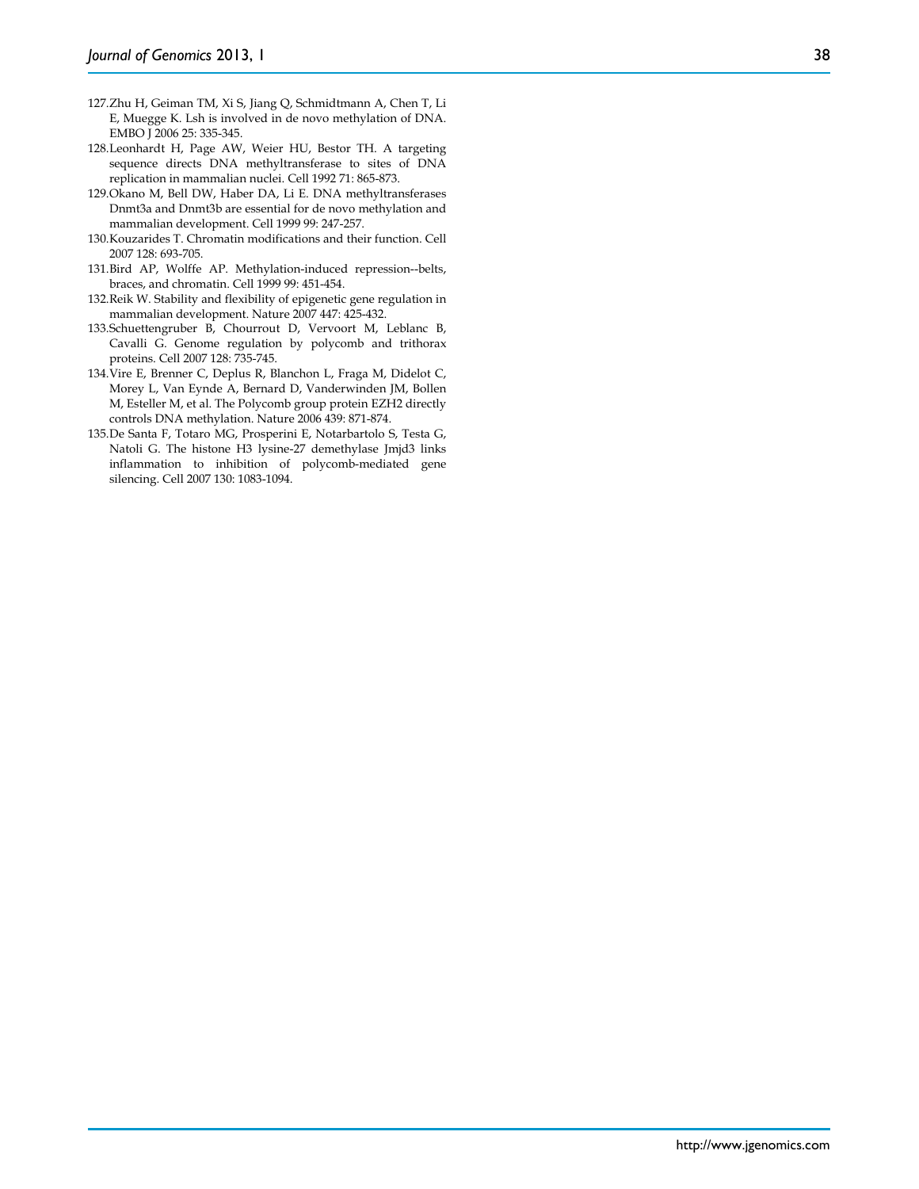127. Zhu H, Geiman TM, Xi S, Jiang Q, Schmidtmann A, Chen T, Li E, Muegge K. Lsh is involved in de novo methylation of DNA. EMBO J 2006 25: 335-345.
128. Leonhardt H, Page AW, Weier HU, Bestor TH. A targeting sequence directs DNA methyltransferase to sites of DNA replication in mammalian nuclei. Cell 1992 71: 865-873.
129. Okano M, Bell DW, Haber DA, Li E. DNA methyltransferases Dnmt3a and Dnmt3b are essential for de novo methylation and mammalian development. Cell 1999 99: 247-257.
130. Kouzarides T. Chromatin modifications and their function. Cell 2007 128: 693-705.
131. Bird AP, Wolffe AP. Methylation-induced repression--belts, braces, and chromatin. Cell 1999 99: 451-454.
132. Reik W. Stability and flexibility of epigenetic gene regulation in mammalian development. Nature 2007 447: 425-432.
133. Schuettengruber B, Chourrout D, Vervoort M, Leblanc B, Cavalli G. Genome regulation by polycomb and trithorax proteins. Cell 2007 128: 735-745.
134. Vire E, Brenner C, Deplus R, Blanchon L, Fraga M, Didelot C, Morey L, Van Eynde A, Bernard D, Vanderwinden JM, Bollen M, Esteller M, et al. The Polycomb group protein EZH2 directly controls DNA methylation. Nature 2006 439: 871-874.
135. De Santa F, Totaro MG, Prosperini E, Notarbartolo S, Testa G, Natoli G. The histone H3 lysine-27 demethylase Jmjd3 links inflammation to inhibition of polycomb-mediated gene silencing. Cell 2007 130: 1083-1094.